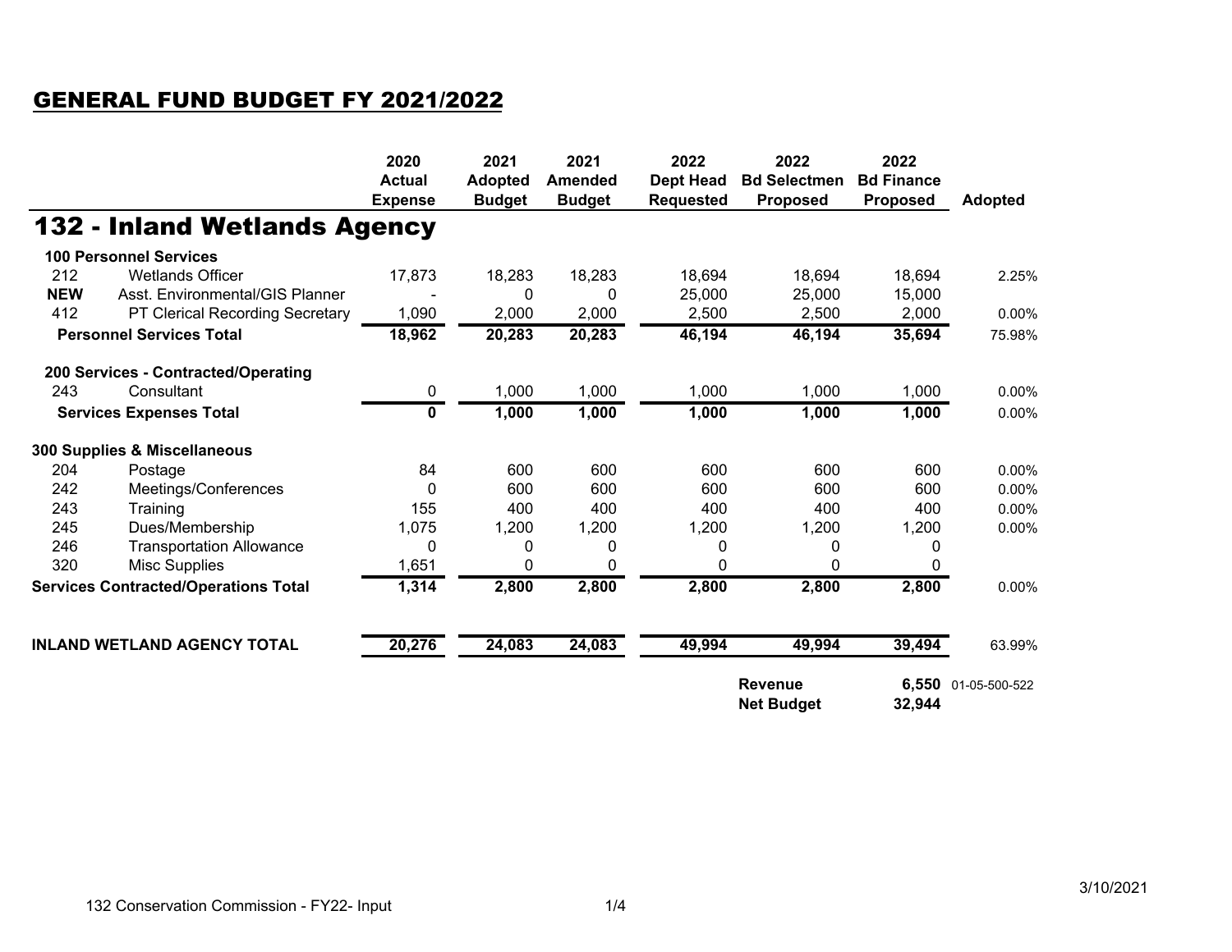# GENERAL FUND BUDGET FY 2021/2022

## 132 - Inland Wetlands Agency

| | | 2020 Actual Expense | 2021 Adopted Budget | 2021 Amended Budget | 2022 Dept Head Requested | 2022 Bd Selectmen Proposed | 2022 Bd Finance Proposed | Adopted |
|---|---|---|---|---|---|---|---|---|
| **100 Personnel Services** | | | | | | | | |
| 212 | Wetlands Officer | 17,873 | 18,283 | 18,283 | 18,694 | 18,694 | 18,694 | 2.25% |
| **NEW** | Asst. Environmental/GIS Planner | - | 0 | 0 | 25,000 | 25,000 | 15,000 | |
| 412 | PT Clerical Recording Secretary | 1,090 | 2,000 | 2,000 | 2,500 | 2,500 | 2,000 | 0.00% |
| **Personnel Services Total** | | **18,962** | **20,283** | **20,283** | **46,194** | **46,194** | **35,694** | 75.98% |
| **200 Services - Contracted/Operating** | | | | | | | | |
| 243 | Consultant | 0 | 1,000 | 1,000 | 1,000 | 1,000 | 1,000 | 0.00% |
| **Services Expenses Total** | | **0** | **1,000** | **1,000** | **1,000** | **1,000** | **1,000** | 0.00% |
| **300 Supplies & Miscellaneous** | | | | | | | | |
| 204 | Postage | 84 | 600 | 600 | 600 | 600 | 600 | 0.00% |
| 242 | Meetings/Conferences | 0 | 600 | 600 | 600 | 600 | 600 | 0.00% |
| 243 | Training | 155 | 400 | 400 | 400 | 400 | 400 | 0.00% |
| 245 | Dues/Membership | 1,075 | 1,200 | 1,200 | 1,200 | 1,200 | 1,200 | 0.00% |
| 246 | Transportation Allowance | 0 | 0 | 0 | 0 | 0 | 0 | |
| 320 | Misc Supplies | 1,651 | 0 | 0 | 0 | 0 | 0 | |
| **Services Contracted/Operations Total** | | **1,314** | **2,800** | **2,800** | **2,800** | **2,800** | **2,800** | 0.00% |
| **INLAND WETLAND AGENCY TOTAL** | | **20,276** | **24,083** | **24,083** | **49,994** | **49,994** | **39,494** | 63.99% |
| | | | | | | **Revenue** | **6,550** | 01-05-500-522 |
| | | | | | | **Net Budget** | **32,944** | |

3/10/2021

132 Conservation Commission - FY22- Input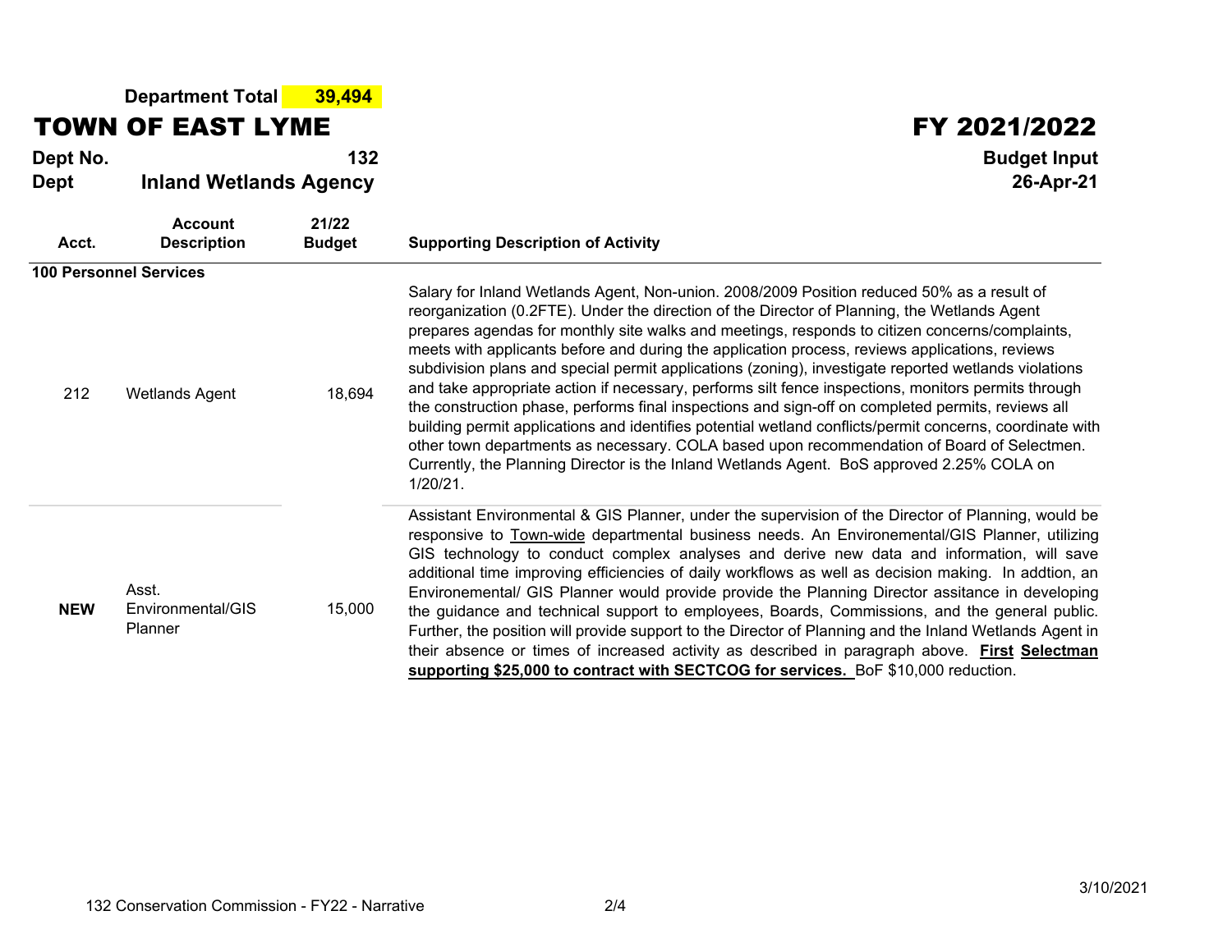**Department Total** **39,494**

# TOWN OF EAST LYME

# FY 2021/2022

**Dept No.** **132**

**Dept** **Inland Wetlands Agency**

**Budget Input**
**26-Apr-21**

| Acct. | Account Description | 21/22 Budget | Supporting Description of Activity |
|---|---|---|---|
| **100 Personnel Services** | | | |
| 212 | Wetlands Agent | 18,694 | Salary for Inland Wetlands Agent, Non-union. 2008/2009 Position reduced 50% as a result of reorganization (0.2FTE). Under the direction of the Director of Planning, the Wetlands Agent prepares agendas for monthly site walks and meetings, responds to citizen concerns/complaints, meets with applicants before and during the application process, reviews applications, reviews subdivision plans and special permit applications (zoning), investigate reported wetlands violations and take appropriate action if necessary, performs silt fence inspections, monitors permits through the construction phase, performs final inspections and sign-off on completed permits, reviews all building permit applications and identifies potential wetland conflicts/permit concerns, coordinate with other town departments as necessary. COLA based upon recommendation of Board of Selectmen. Currently, the Planning Director is the Inland Wetlands Agent. BoS approved 2.25% COLA on 1/20/21. |
| **NEW** | Asst. Environmental/GIS Planner | 15,000 | Assistant Environmental & GIS Planner, under the supervision of the Director of Planning, would be responsive to Town-wide departmental business needs. An Environemental/GIS Planner, utilizing GIS technology to conduct complex analyses and derive new data and information, will save additional time improving efficiencies of daily workflows as well as decision making. In addtion, an Environemental/ GIS Planner would provide provide the Planning Director assitance in developing the guidance and technical support to employees, Boards, Commissions, and the general public. Further, the position will provide support to the Director of Planning and the Inland Wetlands Agent in their absence or times of increased activity as described in paragraph above. **First Selectman supporting $25,000 to contract with SECTCOG for services.** BoF $10,000 reduction. |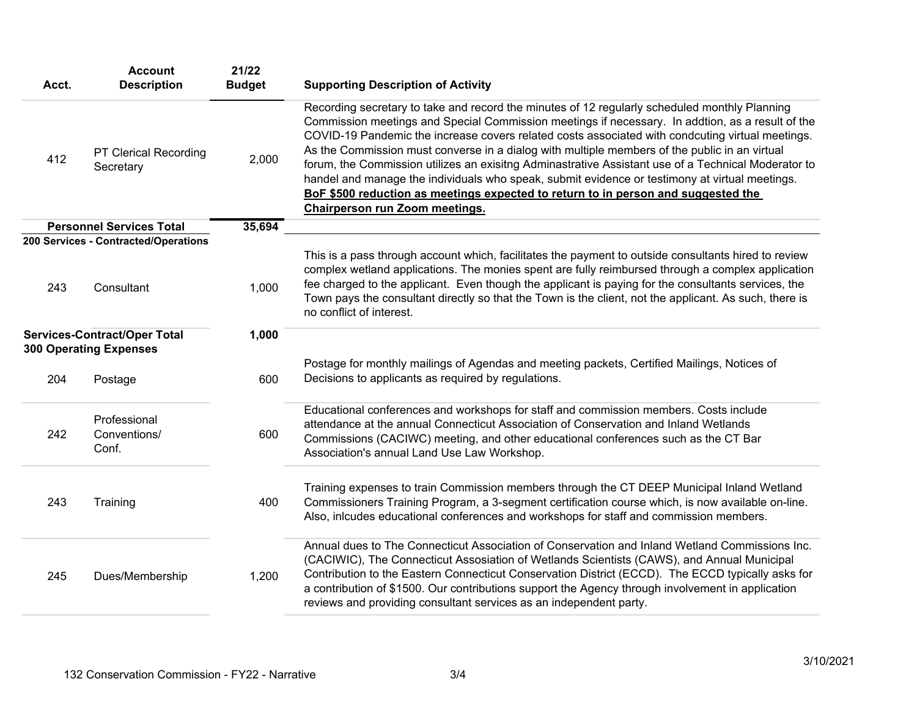| Acct. | Account Description | 21/22 Budget | Supporting Description of Activity |
|---|---|---|---|
| 412 | PT Clerical Recording Secretary | 2,000 | Recording secretary to take and record the minutes of 12 regularly scheduled monthly Planning Commission meetings and Special Commission meetings if necessary. In addtion, as a result of the COVID-19 Pandemic the increase covers related costs associated with condcuting virtual meetings. As the Commission must converse in a dialog with multiple members of the public in an virtual forum, the Commission utilizes an exisitng Adminastrative Assistant use of a Technical Moderator to handel and manage the individuals who speak, submit evidence or testimony at virtual meetings. **BoF $500 reduction as meetings expected to return to in person and suggested the Chairperson run Zoom meetings.** |
| **Personnel Services Total** | | **35,694** | |
| **200 Services - Contracted/Operations** | | | |
| 243 | Consultant | 1,000 | This is a pass through account which, facilitates the payment to outside consultants hired to review complex wetland applications. The monies spent are fully reimbursed through a complex application fee charged to the applicant. Even though the applicant is paying for the consultants services, the Town pays the consultant directly so that the Town is the client, not the applicant. As such, there is no conflict of interest. |
| **Services-Contract/Oper Total** | | **1,000** | |
| **300 Operating Expenses** | | | |
| 204 | Postage | 600 | Postage for monthly mailings of Agendas and meeting packets, Certified Mailings, Notices of Decisions to applicants as required by regulations. |
| 242 | Professional Conventions/ Conf. | 600 | Educational conferences and workshops for staff and commission members. Costs include attendance at the annual Connecticut Association of Conservation and Inland Wetlands Commissions (CACIWC) meeting, and other educational conferences such as the CT Bar Association's annual Land Use Law Workshop. |
| 243 | Training | 400 | Training expenses to train Commission members through the CT DEEP Municipal Inland Wetland Commissioners Training Program, a 3-segment certification course which, is now available on-line. Also, inlcudes educational conferences and workshops for staff and commission members. |
| 245 | Dues/Membership | 1,200 | Annual dues to The Connecticut Association of Conservation and Inland Wetland Commissions Inc. (CACIWIC), The Connecticut Assosiation of Wetlands Scientists (CAWS), and Annual Municipal Contribution to the Eastern Connecticut Conservation District (ECCD). The ECCD typically asks for a contribution of $1500. Our contributions support the Agency through involvement in application reviews and providing consultant services as an independent party. |

3/10/2021

132 Conservation Commission - FY22 - Narrative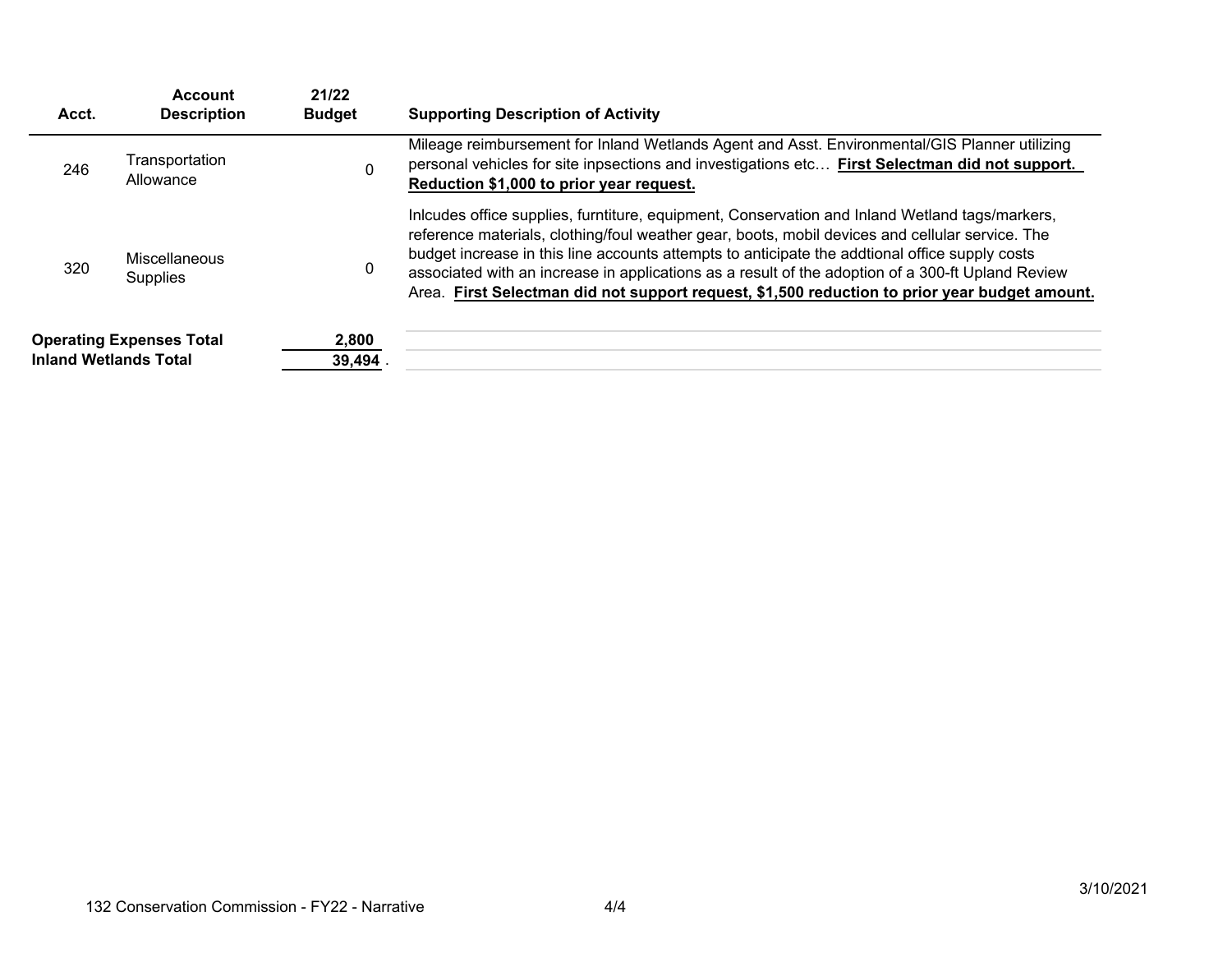| Acct. | Account Description | 21/22 Budget | Supporting Description of Activity |
|---|---|---|---|
| 246 | Transportation Allowance | 0 | Mileage reimbursement for Inland Wetlands Agent and Asst. Environmental/GIS Planner utilizing personal vehicles for site inpsections and investigations etc… **First Selectman did not support. Reduction $1,000 to prior year request.** |
| 320 | Miscellaneous Supplies | 0 | Inlcudes office supplies, furntiture, equipment, Conservation and Inland Wetland tags/markers, reference materials, clothing/foul weather gear, boots, mobil devices and cellular service. The budget increase in this line accounts attempts to anticipate the addtional office supply costs associated with an increase in applications as a result of the adoption of a 300-ft Upland Review Area. **First Selectman did not support request, $1,500 reduction to prior year budget amount.** |
| **Operating Expenses Total** | | **2,800** | |
| **Inland Wetlands Total** | | **39,494** | |

3/10/2021

132 Conservation Commission - FY22 - Narrative